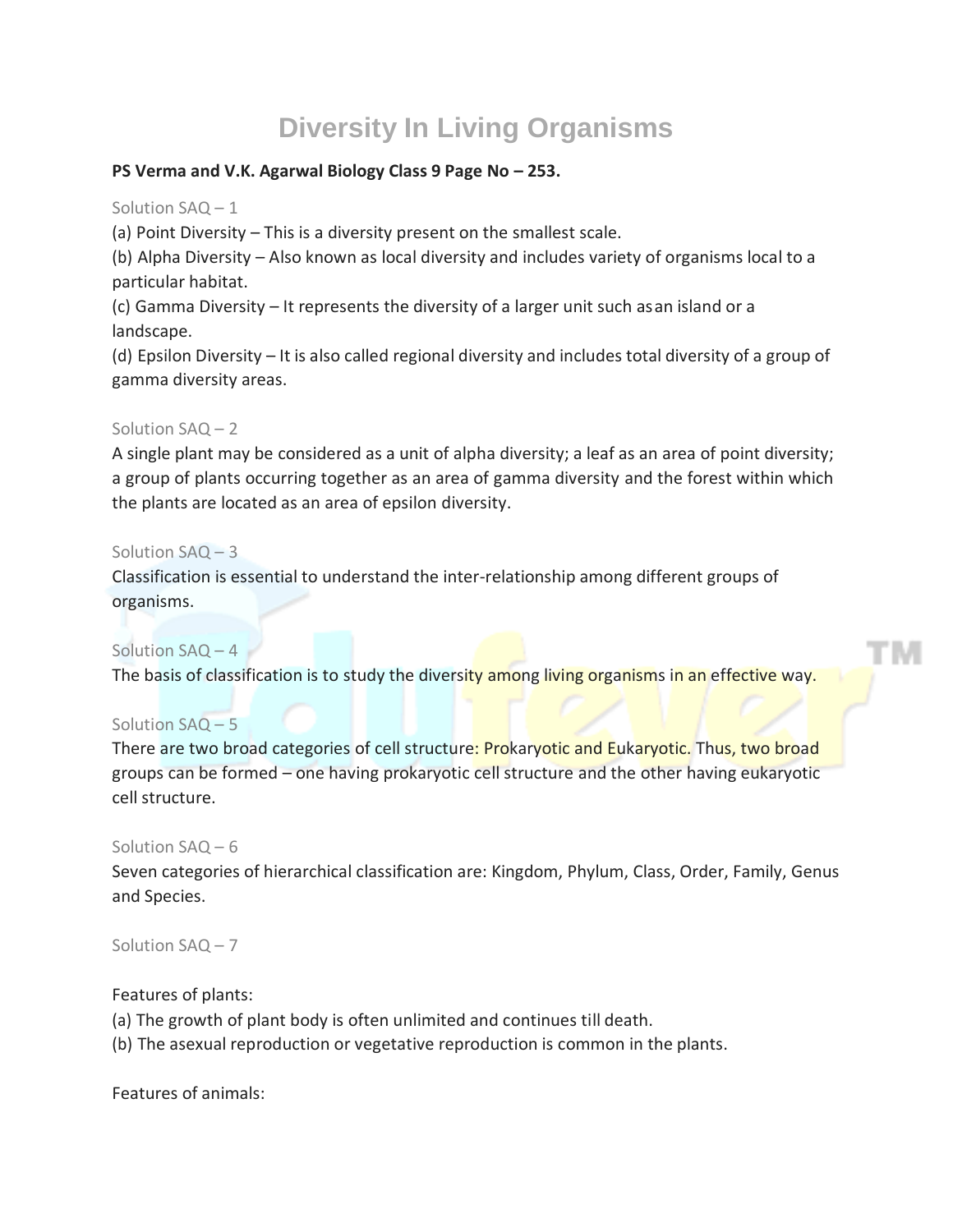# Diversity In Living Organisms

**PS Verma and V.K. Agarwal Biology Class 9 Page No – 253.**

Solution SAQ – 1

(a) Point Diversity – This is a diversity present on the smallest scale.
(b) Alpha Diversity – Also known as local diversity and includes variety of organisms local to a particular habitat.
(c) Gamma Diversity – It represents the diversity of a larger unit such as an island or a landscape.
(d) Epsilon Diversity – It is also called regional diversity and includes total diversity of a group of gamma diversity areas.

Solution SAQ – 2

A single plant may be considered as a unit of alpha diversity; a leaf as an area of point diversity; a group of plants occurring together as an area of gamma diversity and the forest within which the plants are located as an area of epsilon diversity.

Solution SAQ – 3

Classification is essential to understand the inter-relationship among different groups of organisms.

Solution SAQ – 4

The basis of classification is to study the diversity among living organisms in an effective way.

Solution SAQ – 5

There are two broad categories of cell structure: Prokaryotic and Eukaryotic. Thus, two broad groups can be formed – one having prokaryotic cell structure and the other having eukaryotic cell structure.

Solution SAQ – 6

Seven categories of hierarchical classification are: Kingdom, Phylum, Class, Order, Family, Genus and Species.

Solution SAQ – 7

Features of plants:

(a) The growth of plant body is often unlimited and continues till death.
(b) The asexual reproduction or vegetative reproduction is common in the plants.

Features of animals: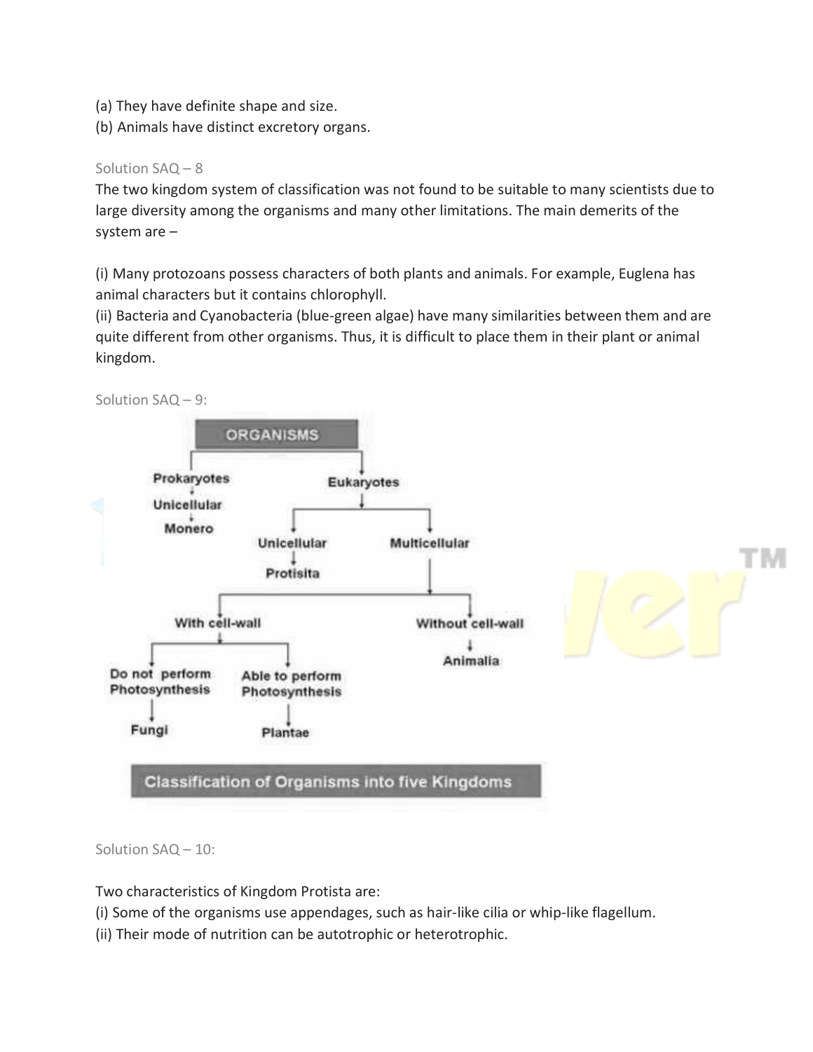(a) They have definite shape and size.
(b) Animals have distinct excretory organs.

Solution SAQ – 8

The two kingdom system of classification was not found to be suitable to many scientists due to large diversity among the organisms and many other limitations. The main demerits of the system are –

(i) Many protozoans possess characters of both plants and animals. For example, Euglena has animal characters but it contains chlorophyll.
(ii) Bacteria and Cyanobacteria (blue-green algae) have many similarities between them and are quite different from other organisms. Thus, it is difficult to place them in their plant or animal kingdom.

Solution SAQ – 9:

**ORGANISMS**

- Prokaryotes → Unicellular → Monero
- Eukaryotes
  - Unicellular → Protisita
  - Multicellular
    - With cell-wall
      - Do not perform Photosynthesis → Fungi
      - Able to perform Photosynthesis → Plantae
    - Without cell-wall → Animalia

**Classification of Organisms into five Kingdoms**

Solution SAQ – 10:

Two characteristics of Kingdom Protista are:
(i) Some of the organisms use appendages, such as hair-like cilia or whip-like flagellum.
(ii) Their mode of nutrition can be autotrophic or heterotrophic.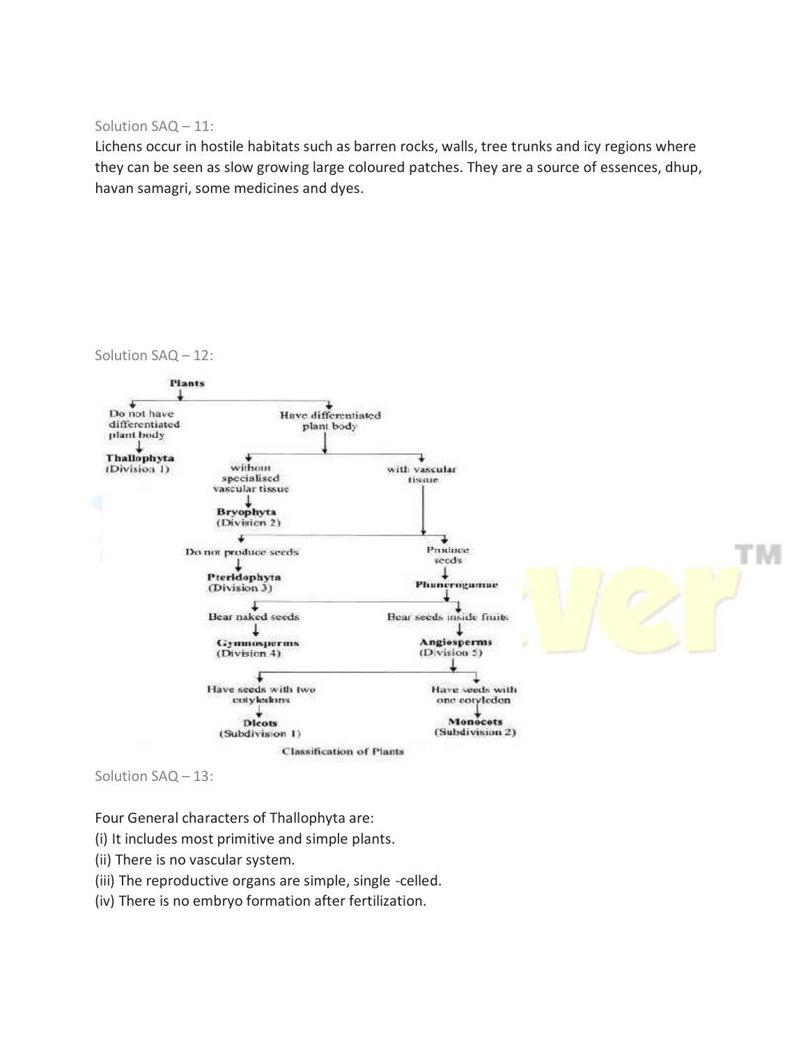Solution SAQ – 11:

Lichens occur in hostile habitats such as barren rocks, walls, tree trunks and icy regions where they can be seen as slow growing large coloured patches. They are a source of essences, dhup, havan samagri, some medicines and dyes.

Solution SAQ – 12:

- **Plants**
  - Do not have differentiated plant body → **Thallophyta** (Division 1)
  - Have differentiated plant body
    - without specialised vascular tissue → **Bryophyta** (Division 2)
    - with vascular tissue
      - Do not produce seeds → **Pteridophyta** (Division 3)
      - Produce seeds → **Phanerogamae**
        - Bear naked seeds → **Gymnosperms** (Division 4)
        - Bear seeds inside fruits → **Angiosperms** (Division 5)
          - Have seeds with two cotyledons → **Dicots** (Subdivision 1)
          - Have seeds with one cotyledon → **Monocots** (Subdivision 2)

Classification of Plants

Solution SAQ – 13:

Four General characters of Thallophyta are:

(i) It includes most primitive and simple plants.  
(ii) There is no vascular system.  
(iii) The reproductive organs are simple, single -celled.  
(iv) There is no embryo formation after fertilization.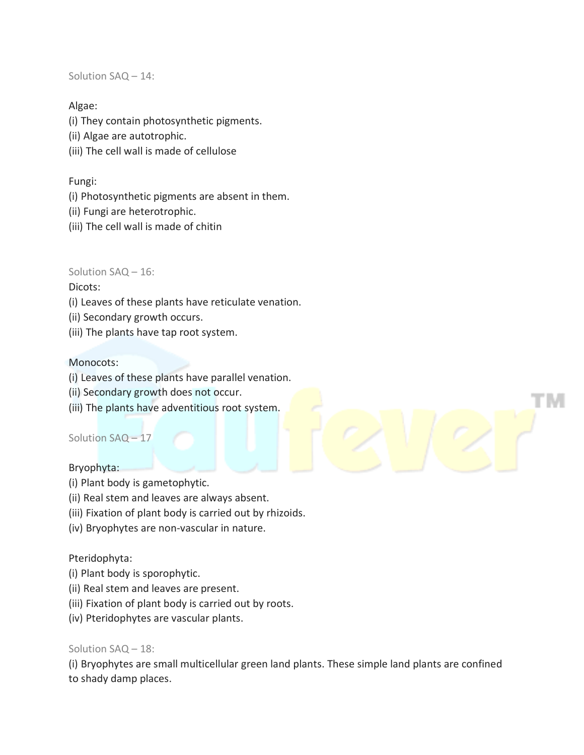Solution SAQ – 14:

Algae:
(i) They contain photosynthetic pigments.
(ii) Algae are autotrophic.
(iii) The cell wall is made of cellulose

Fungi:
(i) Photosynthetic pigments are absent in them.
(ii) Fungi are heterotrophic.
(iii) The cell wall is made of chitin

Solution SAQ – 16:

Dicots:
(i) Leaves of these plants have reticulate venation.
(ii) Secondary growth occurs.
(iii) The plants have tap root system.

Monocots:
(i) Leaves of these plants have parallel venation.
(ii) Secondary growth does not occur.
(iii) The plants have adventitious root system.

Solution SAQ – 17

Bryophyta:
(i) Plant body is gametophytic.
(ii) Real stem and leaves are always absent.
(iii) Fixation of plant body is carried out by rhizoids.
(iv) Bryophytes are non-vascular in nature.

Pteridophyta:
(i) Plant body is sporophytic.
(ii) Real stem and leaves are present.
(iii) Fixation of plant body is carried out by roots.
(iv) Pteridophytes are vascular plants.

Solution SAQ – 18:

(i) Bryophytes are small multicellular green land plants. These simple land plants are confined to shady damp places.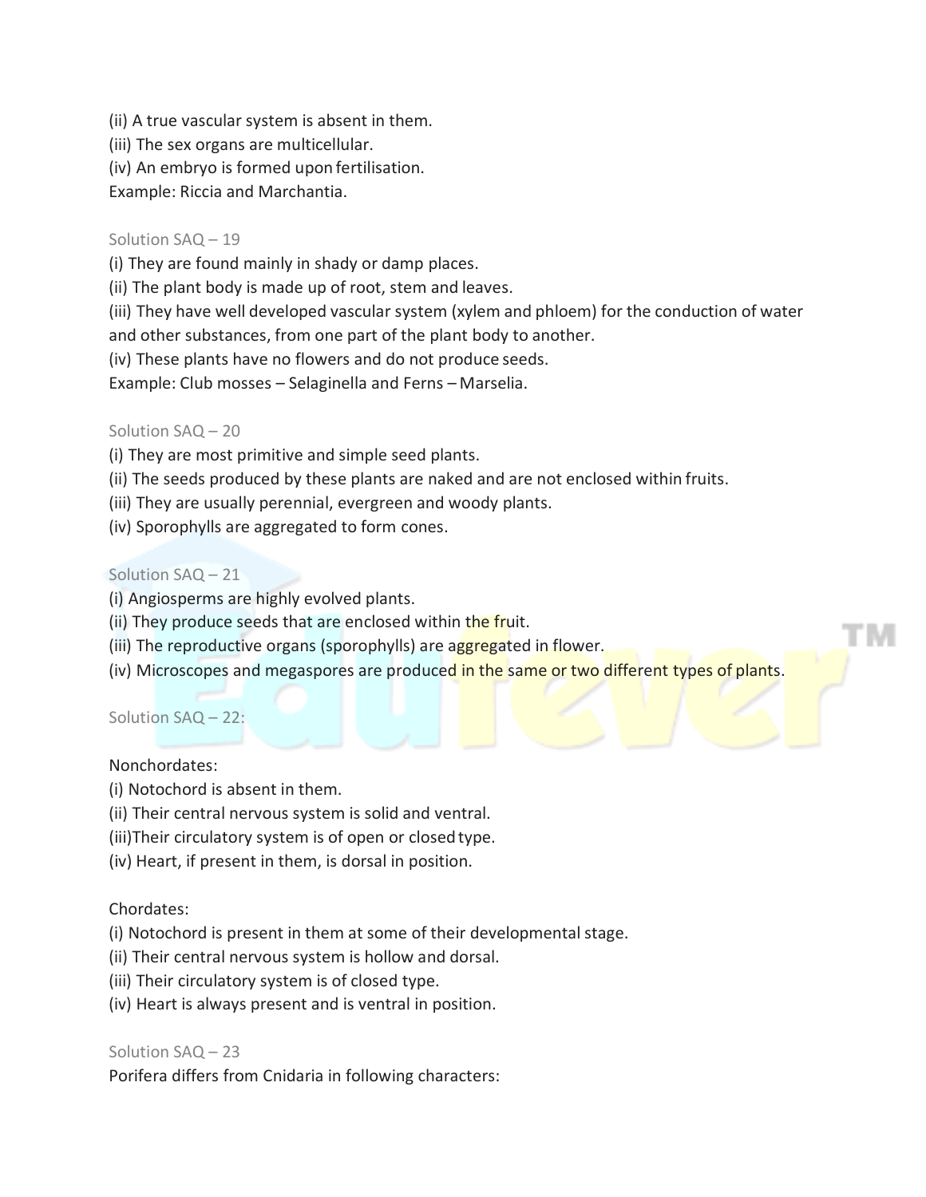(ii) A true vascular system is absent in them.
(iii) The sex organs are multicellular.
(iv) An embryo is formed upon fertilisation.
Example: Riccia and Marchantia.

Solution SAQ – 19

(i) They are found mainly in shady or damp places.
(ii) The plant body is made up of root, stem and leaves.
(iii) They have well developed vascular system (xylem and phloem) for the conduction of water and other substances, from one part of the plant body to another.
(iv) These plants have no flowers and do not produce seeds.
Example: Club mosses – Selaginella and Ferns – Marselia.

Solution SAQ – 20

(i) They are most primitive and simple seed plants.
(ii) The seeds produced by these plants are naked and are not enclosed within fruits.
(iii) They are usually perennial, evergreen and woody plants.
(iv) Sporophylls are aggregated to form cones.

Solution SAQ – 21

(i) Angiosperms are highly evolved plants.
(ii) They produce seeds that are enclosed within the fruit.
(iii) The reproductive organs (sporophylls) are aggregated in flower.
(iv) Microscopes and megaspores are produced in the same or two different types of plants.

Solution SAQ – 22:

Nonchordates:
(i) Notochord is absent in them.
(ii) Their central nervous system is solid and ventral.
(iii)Their circulatory system is of open or closed type.
(iv) Heart, if present in them, is dorsal in position.

Chordates:
(i) Notochord is present in them at some of their developmental stage.
(ii) Their central nervous system is hollow and dorsal.
(iii) Their circulatory system is of closed type.
(iv) Heart is always present and is ventral in position.

Solution SAQ – 23

Porifera differs from Cnidaria in following characters: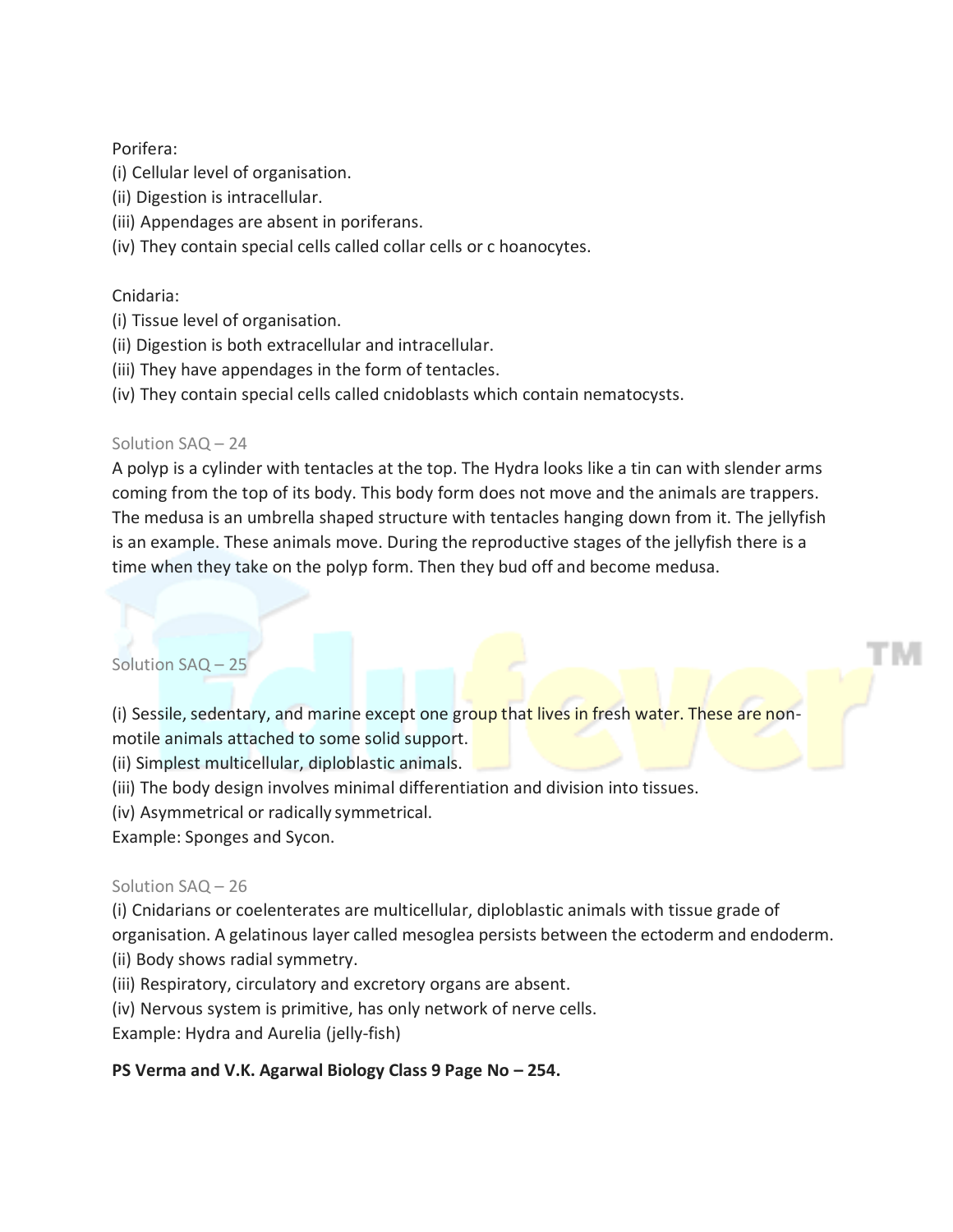Porifera:
(i) Cellular level of organisation.
(ii) Digestion is intracellular.
(iii) Appendages are absent in poriferans.
(iv) They contain special cells called collar cells or c hoanocytes.

Cnidaria:
(i) Tissue level of organisation.
(ii) Digestion is both extracellular and intracellular.
(iii) They have appendages in the form of tentacles.
(iv) They contain special cells called cnidoblasts which contain nematocysts.

Solution SAQ – 24

A polyp is a cylinder with tentacles at the top. The Hydra looks like a tin can with slender arms coming from the top of its body. This body form does not move and the animals are trappers. The medusa is an umbrella shaped structure with tentacles hanging down from it. The jellyfish is an example. These animals move. During the reproductive stages of the jellyfish there is a time when they take on the polyp form. Then they bud off and become medusa.

Solution SAQ – 25

(i) Sessile, sedentary, and marine except one group that lives in fresh water. These are non-motile animals attached to some solid support.
(ii) Simplest multicellular, diploblastic animals.
(iii) The body design involves minimal differentiation and division into tissues.
(iv) Asymmetrical or radically symmetrical.
Example: Sponges and Sycon.

Solution SAQ – 26

(i) Cnidarians or coelenterates are multicellular, diploblastic animals with tissue grade of organisation. A gelatinous layer called mesoglea persists between the ectoderm and endoderm.
(ii) Body shows radial symmetry.
(iii) Respiratory, circulatory and excretory organs are absent.
(iv) Nervous system is primitive, has only network of nerve cells.
Example: Hydra and Aurelia (jelly-fish)

**PS Verma and V.K. Agarwal Biology Class 9 Page No – 254.**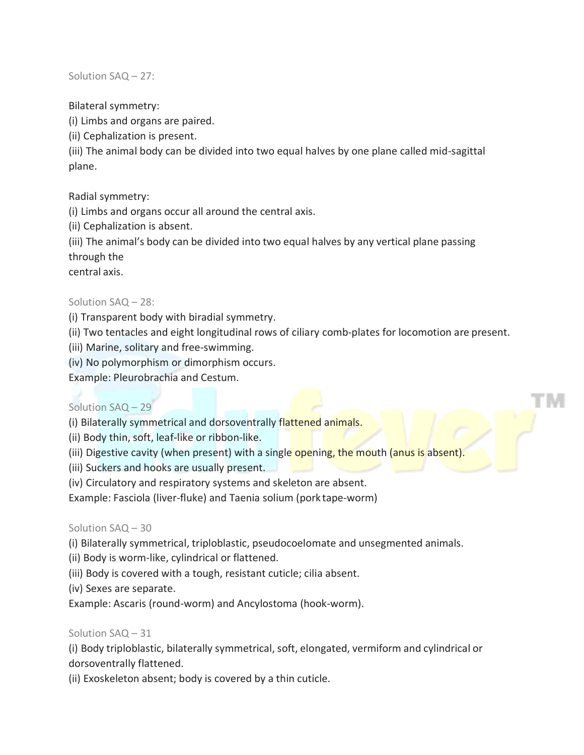Solution SAQ – 27:

Bilateral symmetry:
(i) Limbs and organs are paired.
(ii) Cephalization is present.
(iii) The animal body can be divided into two equal halves by one plane called mid-sagittal plane.

Radial symmetry:
(i) Limbs and organs occur all around the central axis.
(ii) Cephalization is absent.
(iii) The animal's body can be divided into two equal halves by any vertical plane passing through the
central axis.

Solution SAQ – 28:
(i) Transparent body with biradial symmetry.
(ii) Two tentacles and eight longitudinal rows of ciliary comb-plates for locomotion are present.
(iii) Marine, solitary and free-swimming.
(iv) No polymorphism or dimorphism occurs.
Example: Pleurobrachia and Cestum.

Solution SAQ – 29
(i) Bilaterally symmetrical and dorsoventrally flattened animals.
(ii) Body thin, soft, leaf-like or ribbon-like.
(iii) Digestive cavity (when present) with a single opening, the mouth (anus is absent).
(iii) Suckers and hooks are usually present.
(iv) Circulatory and respiratory systems and skeleton are absent.
Example: Fasciola (liver-fluke) and Taenia solium (pork tape-worm)

Solution SAQ – 30
(i) Bilaterally symmetrical, triploblastic, pseudocoelomate and unsegmented animals.
(ii) Body is worm-like, cylindrical or flattened.
(iii) Body is covered with a tough, resistant cuticle; cilia absent.
(iv) Sexes are separate.
Example: Ascaris (round-worm) and Ancylostoma (hook-worm).

Solution SAQ – 31
(i) Body triploblastic, bilaterally symmetrical, soft, elongated, vermiform and cylindrical or dorsoventrally flattened.
(ii) Exoskeleton absent; body is covered by a thin cuticle.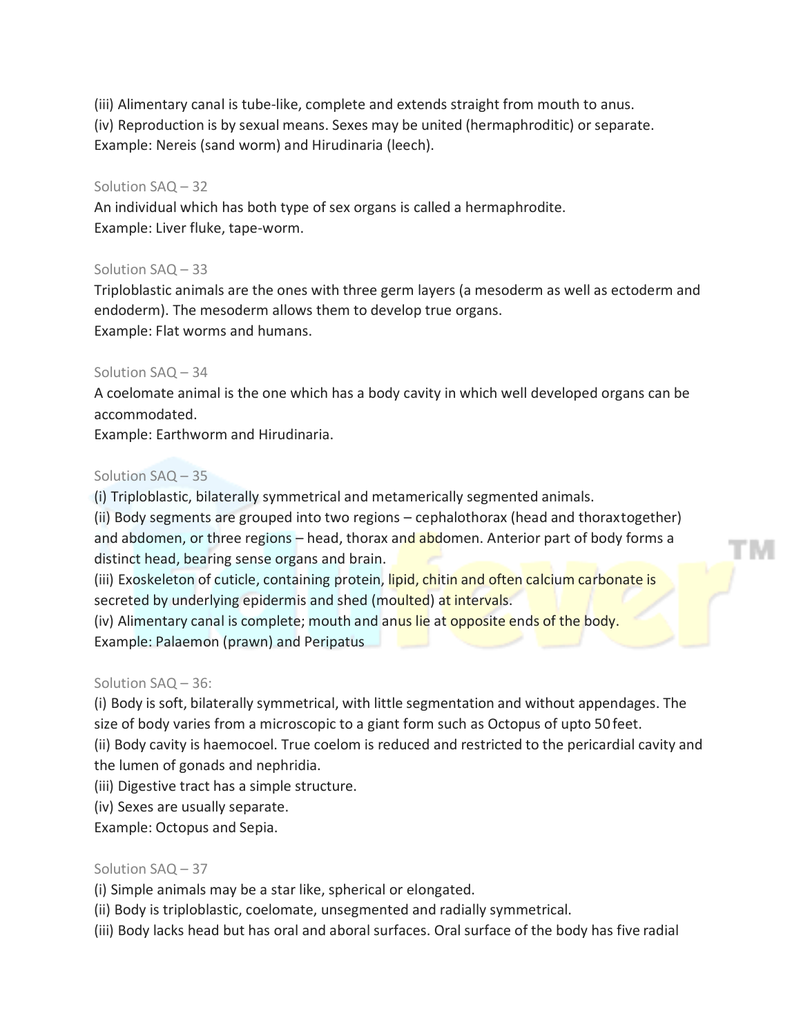(iii) Alimentary canal is tube-like, complete and extends straight from mouth to anus.
(iv) Reproduction is by sexual means. Sexes may be united (hermaphroditic) or separate.
Example: Nereis (sand worm) and Hirudinaria (leech).

Solution SAQ – 32
An individual which has both type of sex organs is called a hermaphrodite.
Example: Liver fluke, tape-worm.

Solution SAQ – 33
Triploblastic animals are the ones with three germ layers (a mesoderm as well as ectoderm and endoderm). The mesoderm allows them to develop true organs.
Example: Flat worms and humans.

Solution SAQ – 34
A coelomate animal is the one which has a body cavity in which well developed organs can be accommodated.
Example: Earthworm and Hirudinaria.

Solution SAQ – 35
(i) Triploblastic, bilaterally symmetrical and metamerically segmented animals.
(ii) Body segments are grouped into two regions – cephalothorax (head and thoraxtogether) and abdomen, or three regions – head, thorax and abdomen. Anterior part of body forms a distinct head, bearing sense organs and brain.
(iii) Exoskeleton of cuticle, containing protein, lipid, chitin and often calcium carbonate is secreted by underlying epidermis and shed (moulted) at intervals.
(iv) Alimentary canal is complete; mouth and anus lie at opposite ends of the body.
Example: Palaemon (prawn) and Peripatus

Solution SAQ – 36:
(i) Body is soft, bilaterally symmetrical, with little segmentation and without appendages. The size of body varies from a microscopic to a giant form such as Octopus of upto 50 feet.
(ii) Body cavity is haemocoel. True coelom is reduced and restricted to the pericardial cavity and the lumen of gonads and nephridia.
(iii) Digestive tract has a simple structure.
(iv) Sexes are usually separate.
Example: Octopus and Sepia.

Solution SAQ – 37
(i) Simple animals may be a star like, spherical or elongated.
(ii) Body is triploblastic, coelomate, unsegmented and radially symmetrical.
(iii) Body lacks head but has oral and aboral surfaces. Oral surface of the body has five radial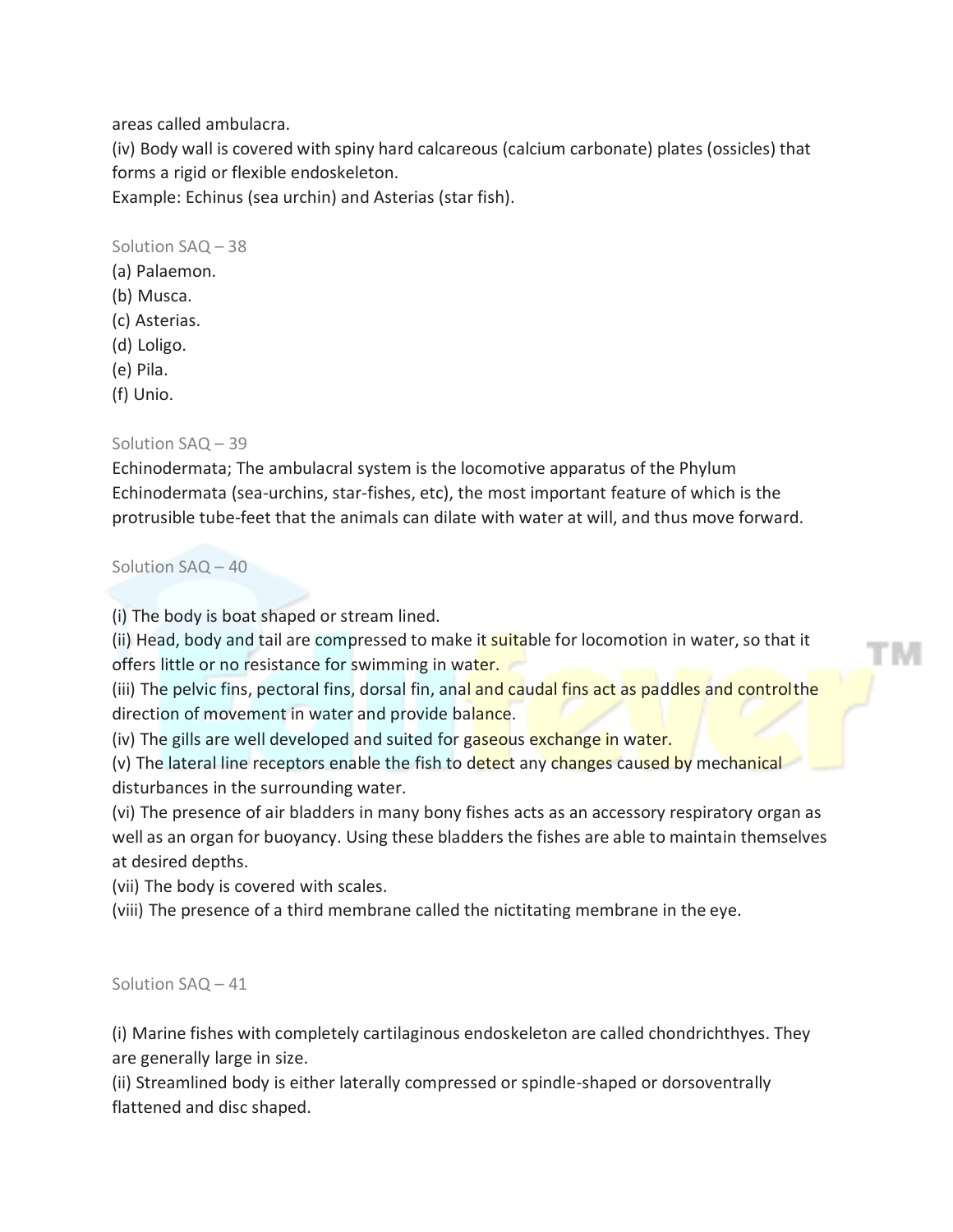areas called ambulacra.

(iv) Body wall is covered with spiny hard calcareous (calcium carbonate) plates (ossicles) that forms a rigid or flexible endoskeleton.

Example: Echinus (sea urchin) and Asterias (star fish).

Solution SAQ – 38

(a) Palaemon.
(b) Musca.
(c) Asterias.
(d) Loligo.
(e) Pila.
(f) Unio.

Solution SAQ – 39

Echinodermata; The ambulacral system is the locomotive apparatus of the Phylum Echinodermata (sea-urchins, star-fishes, etc), the most important feature of which is the protrusible tube-feet that the animals can dilate with water at will, and thus move forward.

Solution SAQ – 40

(i) The body is boat shaped or stream lined.
(ii) Head, body and tail are compressed to make it suitable for locomotion in water, so that it offers little or no resistance for swimming in water.
(iii) The pelvic fins, pectoral fins, dorsal fin, anal and caudal fins act as paddles and control the direction of movement in water and provide balance.
(iv) The gills are well developed and suited for gaseous exchange in water.
(v) The lateral line receptors enable the fish to detect any changes caused by mechanical disturbances in the surrounding water.
(vi) The presence of air bladders in many bony fishes acts as an accessory respiratory organ as well as an organ for buoyancy. Using these bladders the fishes are able to maintain themselves at desired depths.
(vii) The body is covered with scales.
(viii) The presence of a third membrane called the nictitating membrane in the eye.

Solution SAQ – 41

(i) Marine fishes with completely cartilaginous endoskeleton are called chondrichthyes. They are generally large in size.
(ii) Streamlined body is either laterally compressed or spindle-shaped or dorsoventrally flattened and disc shaped.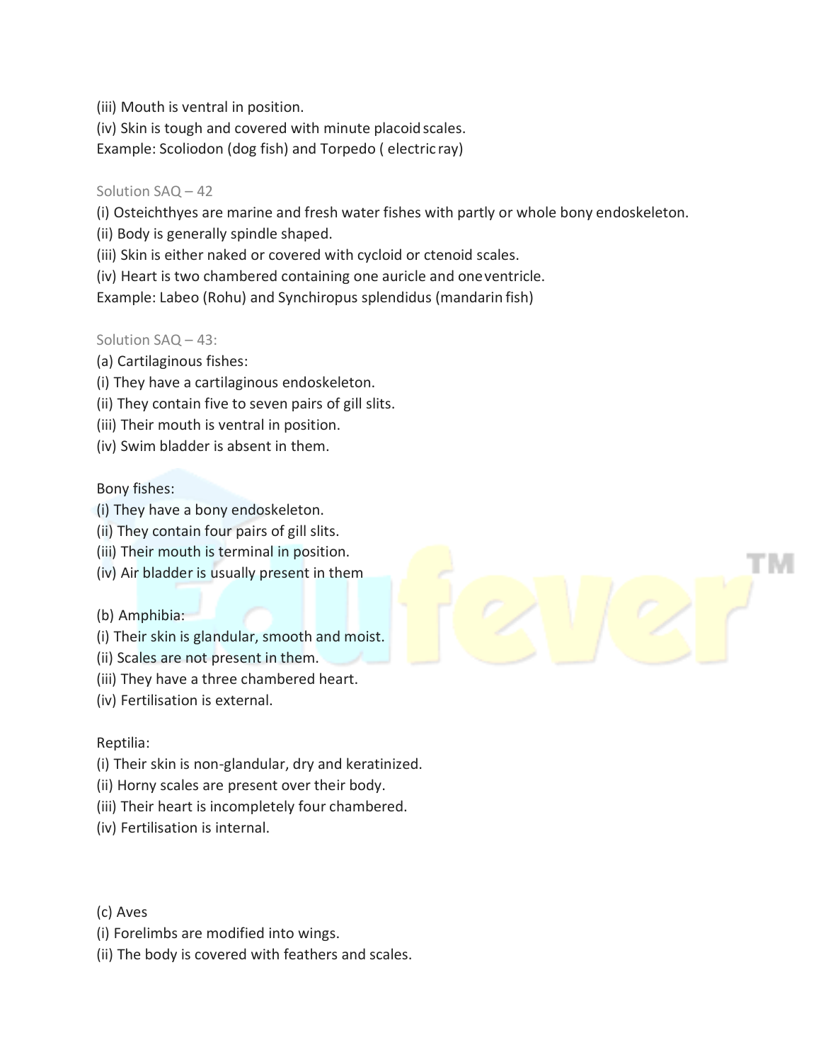(iii) Mouth is ventral in position.
(iv) Skin is tough and covered with minute placoid scales.
Example: Scoliodon (dog fish) and Torpedo ( electric ray)

Solution SAQ – 42

(i) Osteichthyes are marine and fresh water fishes with partly or whole bony endoskeleton.
(ii) Body is generally spindle shaped.
(iii) Skin is either naked or covered with cycloid or ctenoid scales.
(iv) Heart is two chambered containing one auricle and one ventricle.
Example: Labeo (Rohu) and Synchiropus splendidus (mandarin fish)

Solution SAQ – 43:

(a) Cartilaginous fishes:
(i) They have a cartilaginous endoskeleton.
(ii) They contain five to seven pairs of gill slits.
(iii) Their mouth is ventral in position.
(iv) Swim bladder is absent in them.

Bony fishes:
(i) They have a bony endoskeleton.
(ii) They contain four pairs of gill slits.
(iii) Their mouth is terminal in position.
(iv) Air bladder is usually present in them

(b) Amphibia:
(i) Their skin is glandular, smooth and moist.
(ii) Scales are not present in them.
(iii) They have a three chambered heart.
(iv) Fertilisation is external.

Reptilia:
(i) Their skin is non-glandular, dry and keratinized.
(ii) Horny scales are present over their body.
(iii) Their heart is incompletely four chambered.
(iv) Fertilisation is internal.

(c) Aves
(i) Forelimbs are modified into wings.
(ii) The body is covered with feathers and scales.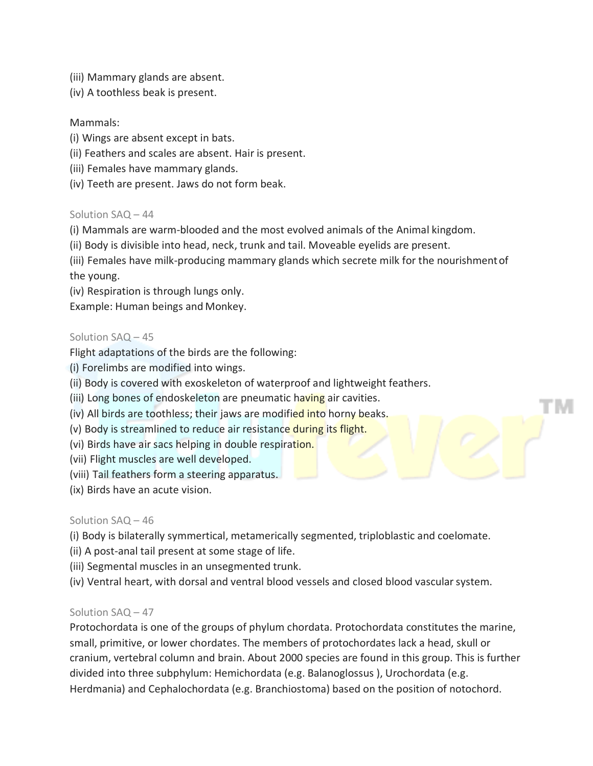(iii) Mammary glands are absent.
(iv) A toothless beak is present.

Mammals:
(i) Wings are absent except in bats.
(ii) Feathers and scales are absent. Hair is present.
(iii) Females have mammary glands.
(iv) Teeth are present. Jaws do not form beak.

Solution SAQ – 44

(i) Mammals are warm-blooded and the most evolved animals of the Animal kingdom.
(ii) Body is divisible into head, neck, trunk and tail. Moveable eyelids are present.
(iii) Females have milk-producing mammary glands which secrete milk for the nourishment of the young.
(iv) Respiration is through lungs only.
Example: Human beings and Monkey.

Solution SAQ – 45

Flight adaptations of the birds are the following:
(i) Forelimbs are modified into wings.
(ii) Body is covered with exoskeleton of waterproof and lightweight feathers.
(iii) Long bones of endoskeleton are pneumatic having air cavities.
(iv) All birds are toothless; their jaws are modified into horny beaks.
(v) Body is streamlined to reduce air resistance during its flight.
(vi) Birds have air sacs helping in double respiration.
(vii) Flight muscles are well developed.
(viii) Tail feathers form a steering apparatus.
(ix) Birds have an acute vision.

Solution SAQ – 46

(i) Body is bilaterally symmertical, metamerically segmented, triploblastic and coelomate.
(ii) A post-anal tail present at some stage of life.
(iii) Segmental muscles in an unsegmented trunk.
(iv) Ventral heart, with dorsal and ventral blood vessels and closed blood vascular system.

Solution SAQ – 47

Protochordata is one of the groups of phylum chordata. Protochordata constitutes the marine, small, primitive, or lower chordates. The members of protochordates lack a head, skull or cranium, vertebral column and brain. About 2000 species are found in this group. This is further divided into three subphylum: Hemichordata (e.g. Balanoglossus ), Urochordata (e.g. Herdmania) and Cephalochordata (e.g. Branchiostoma) based on the position of notochord.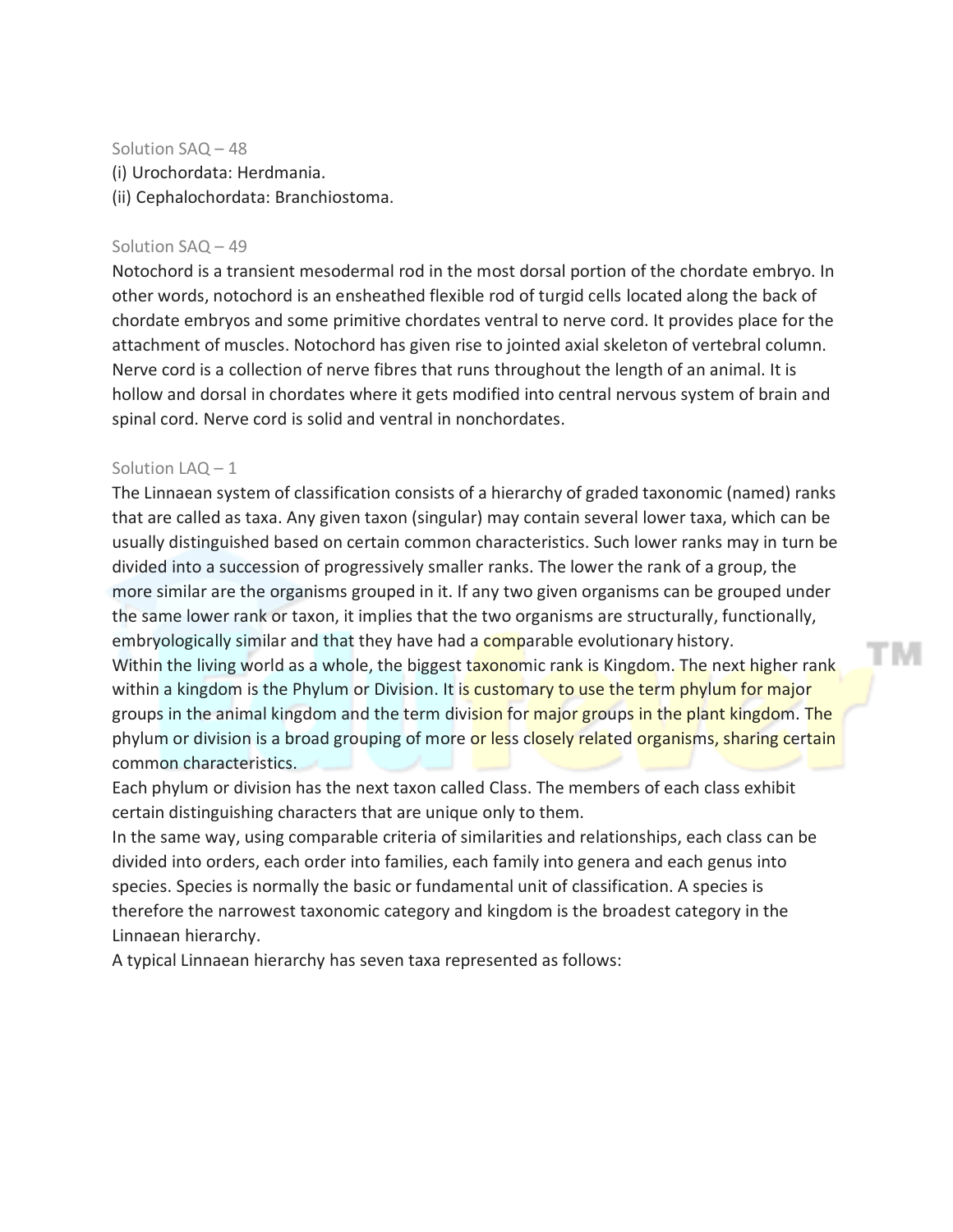Solution SAQ – 48

(i) Urochordata: Herdmania.

(ii) Cephalochordata: Branchiostoma.

Solution SAQ – 49

Notochord is a transient mesodermal rod in the most dorsal portion of the chordate embryo. In other words, notochord is an ensheathed flexible rod of turgid cells located along the back of chordate embryos and some primitive chordates ventral to nerve cord. It provides place for the attachment of muscles. Notochord has given rise to jointed axial skeleton of vertebral column. Nerve cord is a collection of nerve fibres that runs throughout the length of an animal. It is hollow and dorsal in chordates where it gets modified into central nervous system of brain and spinal cord. Nerve cord is solid and ventral in nonchordates.

Solution LAQ – 1

The Linnaean system of classification consists of a hierarchy of graded taxonomic (named) ranks that are called as taxa. Any given taxon (singular) may contain several lower taxa, which can be usually distinguished based on certain common characteristics. Such lower ranks may in turn be divided into a succession of progressively smaller ranks. The lower the rank of a group, the more similar are the organisms grouped in it. If any two given organisms can be grouped under the same lower rank or taxon, it implies that the two organisms are structurally, functionally, embryologically similar and that they have had a comparable evolutionary history.

Within the living world as a whole, the biggest taxonomic rank is Kingdom. The next higher rank within a kingdom is the Phylum or Division. It is customary to use the term phylum for major groups in the animal kingdom and the term division for major groups in the plant kingdom. The phylum or division is a broad grouping of more or less closely related organisms, sharing certain common characteristics.

Each phylum or division has the next taxon called Class. The members of each class exhibit certain distinguishing characters that are unique only to them.

In the same way, using comparable criteria of similarities and relationships, each class can be divided into orders, each order into families, each family into genera and each genus into species. Species is normally the basic or fundamental unit of classification. A species is therefore the narrowest taxonomic category and kingdom is the broadest category in the Linnaean hierarchy.

A typical Linnaean hierarchy has seven taxa represented as follows: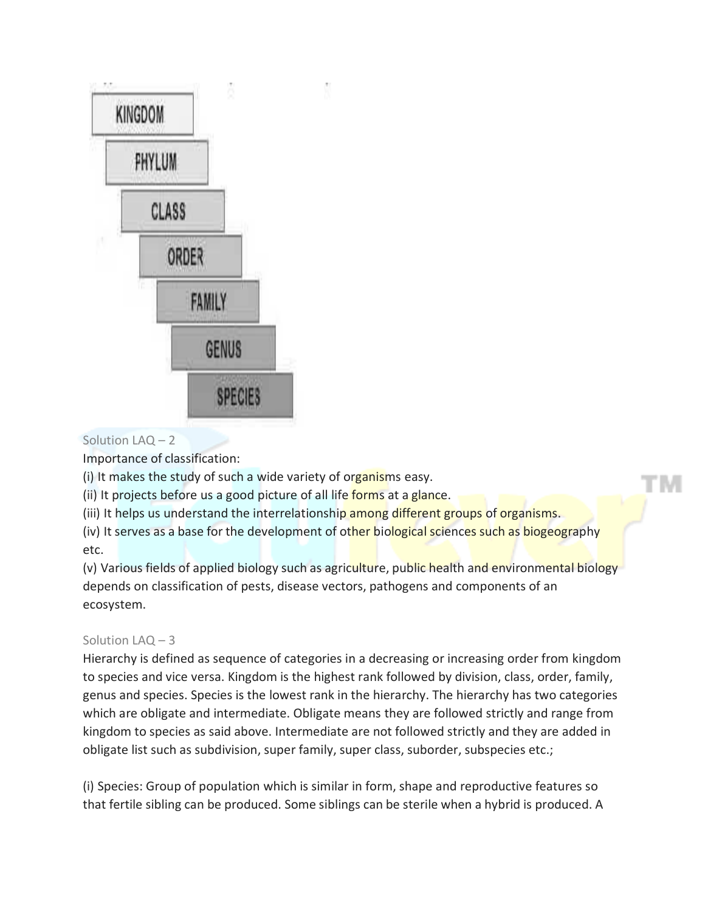KINGDOM

PHYLUM

CLASS

ORDER

FAMILY

GENUS

SPECIES

Solution LAQ – 2

Importance of classification:

(i) It makes the study of such a wide variety of organisms easy.

(ii) It projects before us a good picture of all life forms at a glance.

(iii) It helps us understand the interrelationship among different groups of organisms.

(iv) It serves as a base for the development of other biological sciences such as biogeography etc.

(v) Various fields of applied biology such as agriculture, public health and environmental biology depends on classification of pests, disease vectors, pathogens and components of an ecosystem.

Solution LAQ – 3

Hierarchy is defined as sequence of categories in a decreasing or increasing order from kingdom to species and vice versa. Kingdom is the highest rank followed by division, class, order, family, genus and species. Species is the lowest rank in the hierarchy. The hierarchy has two categories which are obligate and intermediate. Obligate means they are followed strictly and range from kingdom to species as said above. Intermediate are not followed strictly and they are added in obligate list such as subdivision, super family, super class, suborder, subspecies etc.;

(i) Species: Group of population which is similar in form, shape and reproductive features so that fertile sibling can be produced. Some siblings can be sterile when a hybrid is produced. A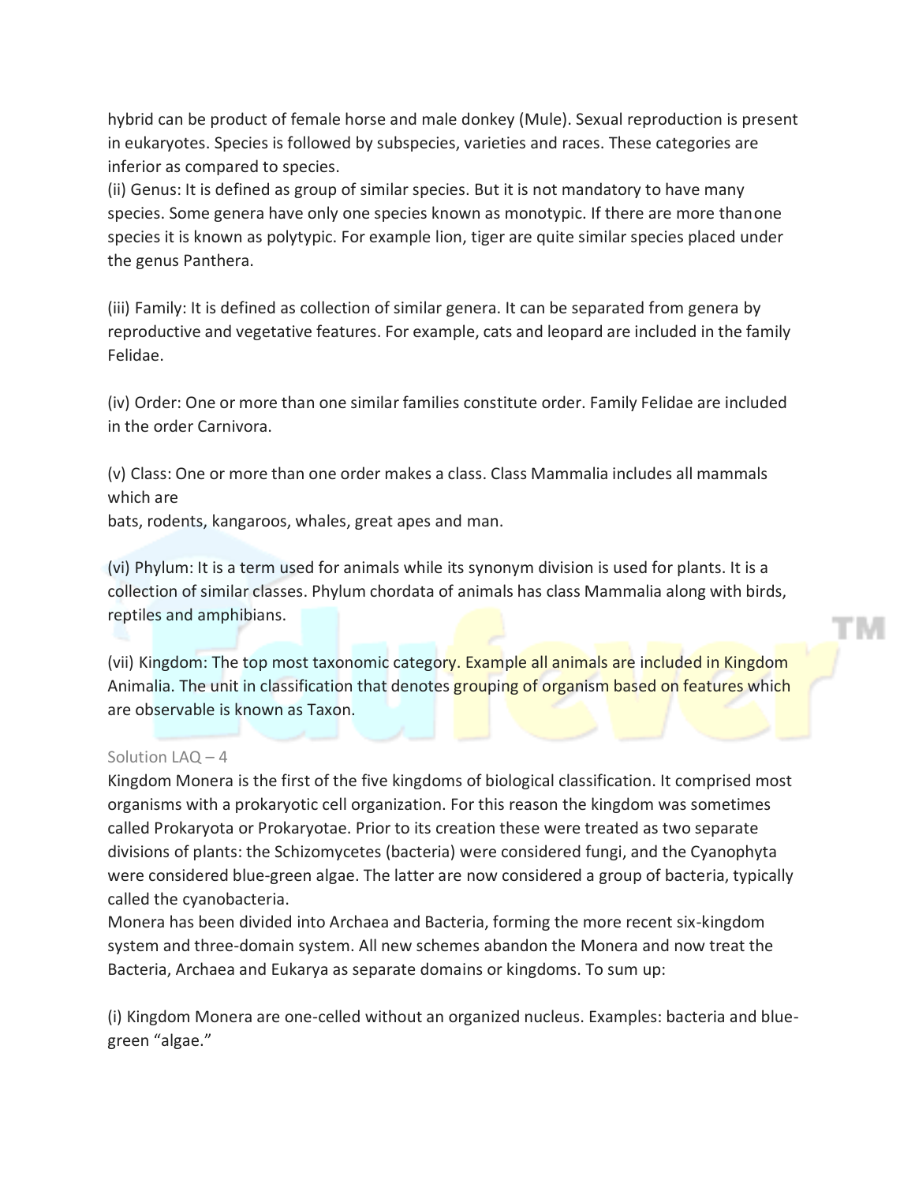hybrid can be product of female horse and male donkey (Mule). Sexual reproduction is present in eukaryotes. Species is followed by subspecies, varieties and races. These categories are inferior as compared to species.

(ii) Genus: It is defined as group of similar species. But it is not mandatory to have many species. Some genera have only one species known as monotypic. If there are more than one species it is known as polytypic. For example lion, tiger are quite similar species placed under the genus Panthera.

(iii) Family: It is defined as collection of similar genera. It can be separated from genera by reproductive and vegetative features. For example, cats and leopard are included in the family Felidae.

(iv) Order: One or more than one similar families constitute order. Family Felidae are included in the order Carnivora.

(v) Class: One or more than one order makes a class. Class Mammalia includes all mammals which are
bats, rodents, kangaroos, whales, great apes and man.

(vi) Phylum: It is a term used for animals while its synonym division is used for plants. It is a collection of similar classes. Phylum chordata of animals has class Mammalia along with birds, reptiles and amphibians.

(vii) Kingdom: The top most taxonomic category. Example all animals are included in Kingdom Animalia. The unit in classification that denotes grouping of organism based on features which are observable is known as Taxon.

Solution LAQ – 4

Kingdom Monera is the first of the five kingdoms of biological classification. It comprised most organisms with a prokaryotic cell organization. For this reason the kingdom was sometimes called Prokaryota or Prokaryotae. Prior to its creation these were treated as two separate divisions of plants: the Schizomycetes (bacteria) were considered fungi, and the Cyanophyta were considered blue-green algae. The latter are now considered a group of bacteria, typically called the cyanobacteria.
Monera has been divided into Archaea and Bacteria, forming the more recent six-kingdom system and three-domain system. All new schemes abandon the Monera and now treat the Bacteria, Archaea and Eukarya as separate domains or kingdoms. To sum up:

(i) Kingdom Monera are one-celled without an organized nucleus. Examples: bacteria and blue-green "algae."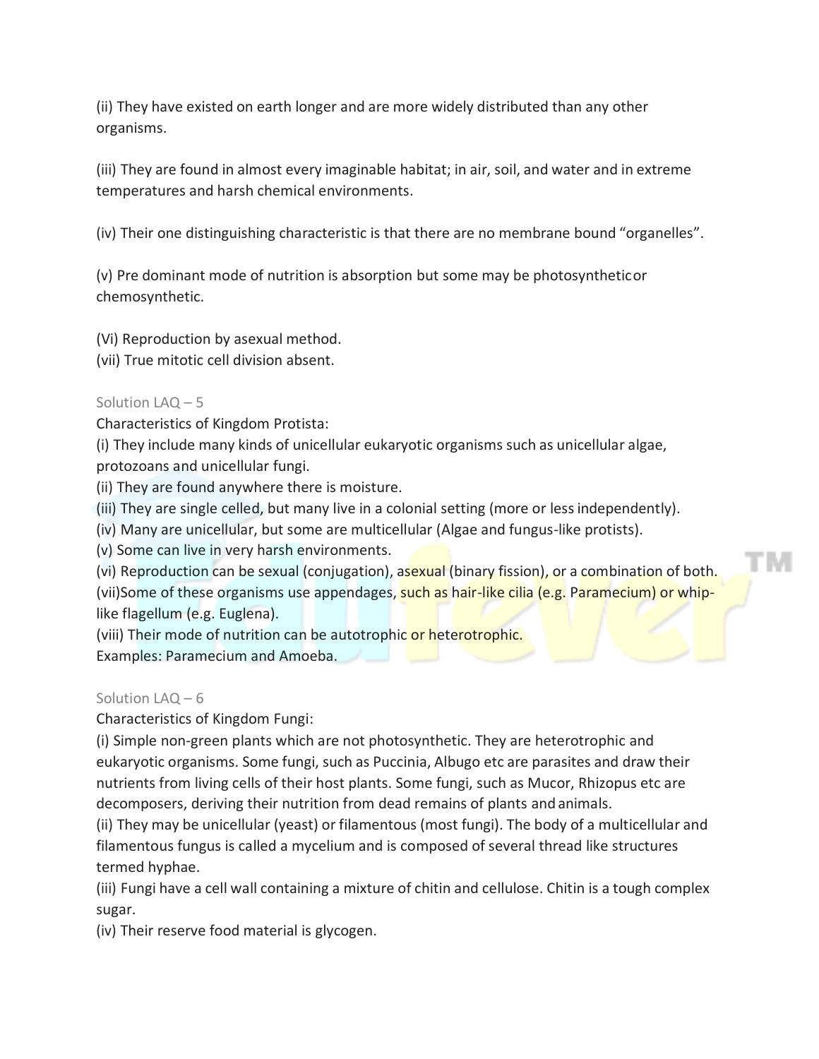(ii) They have existed on earth longer and are more widely distributed than any other organisms.

(iii) They are found in almost every imaginable habitat; in air, soil, and water and in extreme temperatures and harsh chemical environments.

(iv) Their one distinguishing characteristic is that there are no membrane bound "organelles".

(v) Pre dominant mode of nutrition is absorption but some may be photosyntheticor chemosynthetic.

(Vi) Reproduction by asexual method.
(vii) True mitotic cell division absent.

Solution LAQ – 5

Characteristics of Kingdom Protista:
(i) They include many kinds of unicellular eukaryotic organisms such as unicellular algae, protozoans and unicellular fungi.
(ii) They are found anywhere there is moisture.
(iii) They are single celled, but many live in a colonial setting (more or less independently).
(iv) Many are unicellular, but some are multicellular (Algae and fungus-like protists).
(v) Some can live in very harsh environments.
(vi) Reproduction can be sexual (conjugation), asexual (binary fission), or a combination of both.
(vii)Some of these organisms use appendages, such as hair-like cilia (e.g. Paramecium) or whip-like flagellum (e.g. Euglena).
(viii) Their mode of nutrition can be autotrophic or heterotrophic.
Examples: Paramecium and Amoeba.

Solution LAQ – 6

Characteristics of Kingdom Fungi:
(i) Simple non-green plants which are not photosynthetic. They are heterotrophic and eukaryotic organisms. Some fungi, such as Puccinia, Albugo etc are parasites and draw their nutrients from living cells of their host plants. Some fungi, such as Mucor, Rhizopus etc are decomposers, deriving their nutrition from dead remains of plants and animals.
(ii) They may be unicellular (yeast) or filamentous (most fungi). The body of a multicellular and filamentous fungus is called a mycelium and is composed of several thread like structures termed hyphae.
(iii) Fungi have a cell wall containing a mixture of chitin and cellulose. Chitin is a tough complex sugar.
(iv) Their reserve food material is glycogen.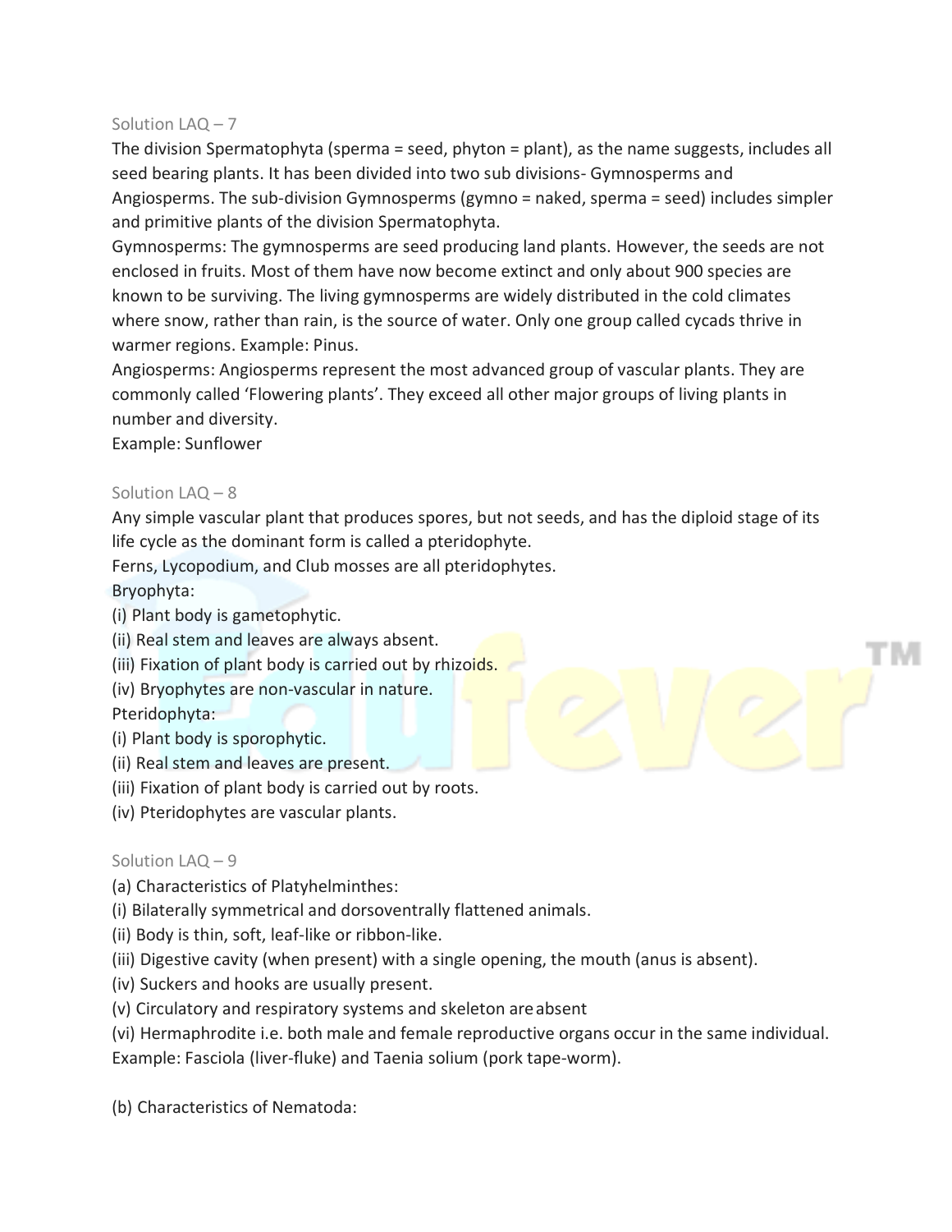Solution LAQ – 7

The division Spermatophyta (sperma = seed, phyton = plant), as the name suggests, includes all seed bearing plants. It has been divided into two sub divisions- Gymnosperms and Angiosperms. The sub-division Gymnosperms (gymno = naked, sperma = seed) includes simpler and primitive plants of the division Spermatophyta.

Gymnosperms: The gymnosperms are seed producing land plants. However, the seeds are not enclosed in fruits. Most of them have now become extinct and only about 900 species are known to be surviving. The living gymnosperms are widely distributed in the cold climates where snow, rather than rain, is the source of water. Only one group called cycads thrive in warmer regions. Example: Pinus.

Angiosperms: Angiosperms represent the most advanced group of vascular plants. They are commonly called 'Flowering plants'. They exceed all other major groups of living plants in number and diversity.

Example: Sunflower

Solution LAQ – 8

Any simple vascular plant that produces spores, but not seeds, and has the diploid stage of its life cycle as the dominant form is called a pteridophyte.

Ferns, Lycopodium, and Club mosses are all pteridophytes.

Bryophyta:

(i) Plant body is gametophytic.
(ii) Real stem and leaves are always absent.
(iii) Fixation of plant body is carried out by rhizoids.
(iv) Bryophytes are non-vascular in nature.

Pteridophyta:

(i) Plant body is sporophytic.
(ii) Real stem and leaves are present.
(iii) Fixation of plant body is carried out by roots.
(iv) Pteridophytes are vascular plants.

Solution LAQ – 9

(a) Characteristics of Platyhelminthes:

(i) Bilaterally symmetrical and dorsoventrally flattened animals.
(ii) Body is thin, soft, leaf-like or ribbon-like.
(iii) Digestive cavity (when present) with a single opening, the mouth (anus is absent).
(iv) Suckers and hooks are usually present.
(v) Circulatory and respiratory systems and skeleton are absent
(vi) Hermaphrodite i.e. both male and female reproductive organs occur in the same individual.

Example: Fasciola (liver-fluke) and Taenia solium (pork tape-worm).

(b) Characteristics of Nematoda: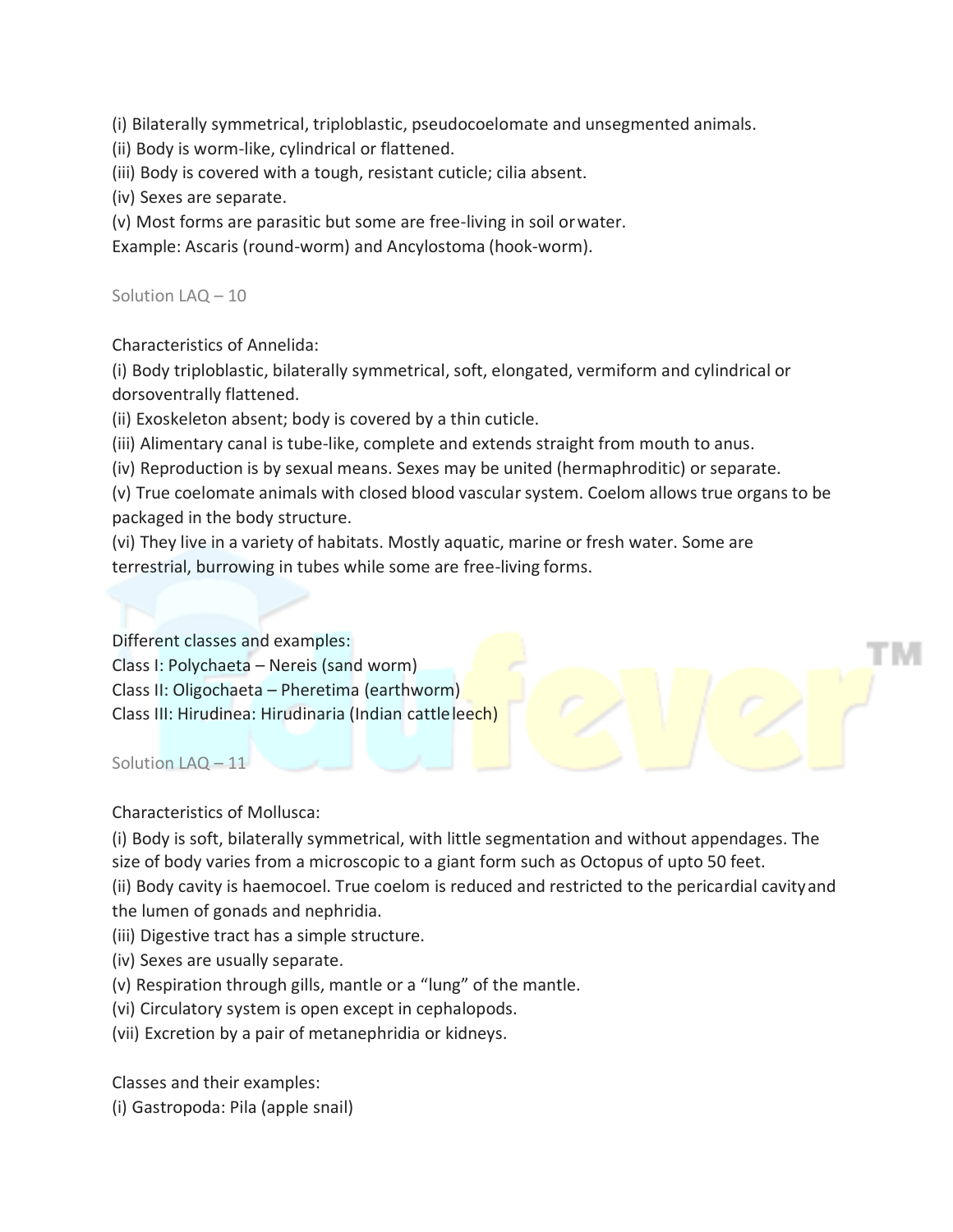(i) Bilaterally symmetrical, triploblastic, pseudocoelomate and unsegmented animals.
(ii) Body is worm-like, cylindrical or flattened.
(iii) Body is covered with a tough, resistant cuticle; cilia absent.
(iv) Sexes are separate.
(v) Most forms are parasitic but some are free-living in soil or water.
Example: Ascaris (round-worm) and Ancylostoma (hook-worm).

Solution LAQ – 10

Characteristics of Annelida:
(i) Body triploblastic, bilaterally symmetrical, soft, elongated, vermiform and cylindrical or dorsoventrally flattened.
(ii) Exoskeleton absent; body is covered by a thin cuticle.
(iii) Alimentary canal is tube-like, complete and extends straight from mouth to anus.
(iv) Reproduction is by sexual means. Sexes may be united (hermaphroditic) or separate.
(v) True coelomate animals with closed blood vascular system. Coelom allows true organs to be packaged in the body structure.
(vi) They live in a variety of habitats. Mostly aquatic, marine or fresh water. Some are terrestrial, burrowing in tubes while some are free-living forms.

Different classes and examples:
Class I: Polychaeta – Nereis (sand worm)
Class II: Oligochaeta – Pheretima (earthworm)
Class III: Hirudinea: Hirudinaria (Indian cattle leech)

Solution LAQ – 11

Characteristics of Mollusca:
(i) Body is soft, bilaterally symmetrical, with little segmentation and without appendages. The size of body varies from a microscopic to a giant form such as Octopus of upto 50 feet.
(ii) Body cavity is haemocoel. True coelom is reduced and restricted to the pericardial cavity and the lumen of gonads and nephridia.
(iii) Digestive tract has a simple structure.
(iv) Sexes are usually separate.
(v) Respiration through gills, mantle or a "lung" of the mantle.
(vi) Circulatory system is open except in cephalopods.
(vii) Excretion by a pair of metanephridia or kidneys.

Classes and their examples:
(i) Gastropoda: Pila (apple snail)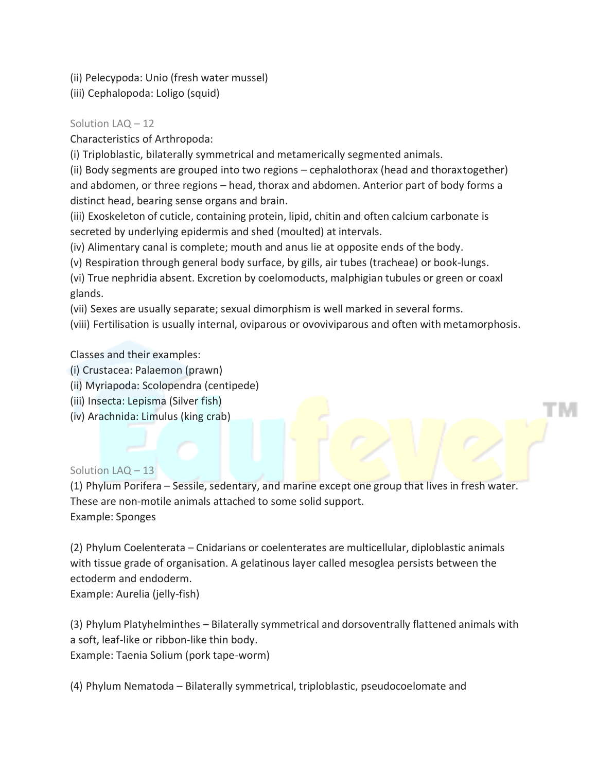(ii) Pelecypoda: Unio (fresh water mussel)
(iii) Cephalopoda: Loligo (squid)

Solution LAQ – 12

Characteristics of Arthropoda:

(i) Triploblastic, bilaterally symmetrical and metamerically segmented animals.
(ii) Body segments are grouped into two regions – cephalothorax (head and thoraxtogether) and abdomen, or three regions – head, thorax and abdomen. Anterior part of body forms a distinct head, bearing sense organs and brain.
(iii) Exoskeleton of cuticle, containing protein, lipid, chitin and often calcium carbonate is secreted by underlying epidermis and shed (moulted) at intervals.
(iv) Alimentary canal is complete; mouth and anus lie at opposite ends of the body.
(v) Respiration through general body surface, by gills, air tubes (tracheae) or book-lungs.
(vi) True nephridia absent. Excretion by coelomoducts, malphigian tubules or green or coaxl glands.
(vii) Sexes are usually separate; sexual dimorphism is well marked in several forms.
(viii) Fertilisation is usually internal, oviparous or ovoviviparous and often with metamorphosis.

Classes and their examples:

(i) Crustacea: Palaemon (prawn)
(ii) Myriapoda: Scolopendra (centipede)
(iii) Insecta: Lepisma (Silver fish)
(iv) Arachnida: Limulus (king crab)

Solution LAQ – 13

(1) Phylum Porifera – Sessile, sedentary, and marine except one group that lives in fresh water. These are non-motile animals attached to some solid support.
Example: Sponges

(2) Phylum Coelenterata – Cnidarians or coelenterates are multicellular, diploblastic animals with tissue grade of organisation. A gelatinous layer called mesoglea persists between the ectoderm and endoderm.
Example: Aurelia (jelly-fish)

(3) Phylum Platyhelminthes – Bilaterally symmetrical and dorsoventrally flattened animals with a soft, leaf-like or ribbon-like thin body.
Example: Taenia Solium (pork tape-worm)

(4) Phylum Nematoda – Bilaterally symmetrical, triploblastic, pseudocoelomate and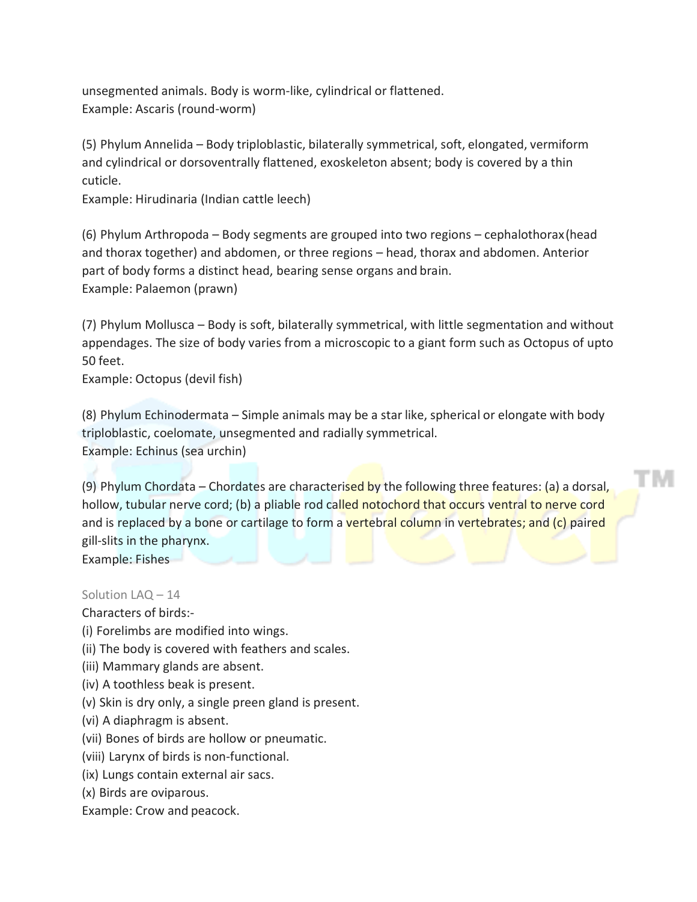unsegmented animals. Body is worm-like, cylindrical or flattened.
Example: Ascaris (round-worm)

(5) Phylum Annelida – Body triploblastic, bilaterally symmetrical, soft, elongated, vermiform and cylindrical or dorsoventrally flattened, exoskeleton absent; body is covered by a thin cuticle.
Example: Hirudinaria (Indian cattle leech)

(6) Phylum Arthropoda – Body segments are grouped into two regions – cephalothorax (head and thorax together) and abdomen, or three regions – head, thorax and abdomen. Anterior part of body forms a distinct head, bearing sense organs and brain.
Example: Palaemon (prawn)

(7) Phylum Mollusca – Body is soft, bilaterally symmetrical, with little segmentation and without appendages. The size of body varies from a microscopic to a giant form such as Octopus of upto 50 feet.
Example: Octopus (devil fish)

(8) Phylum Echinodermata – Simple animals may be a star like, spherical or elongate with body triploblastic, coelomate, unsegmented and radially symmetrical.
Example: Echinus (sea urchin)

(9) Phylum Chordata – Chordates are characterised by the following three features: (a) a dorsal, hollow, tubular nerve cord; (b) a pliable rod called notochord that occurs ventral to nerve cord and is replaced by a bone or cartilage to form a vertebral column in vertebrates; and (c) paired gill-slits in the pharynx.
Example: Fishes

Solution LAQ – 14

Characters of birds:-

(i) Forelimbs are modified into wings.
(ii) The body is covered with feathers and scales.
(iii) Mammary glands are absent.
(iv) A toothless beak is present.
(v) Skin is dry only, a single preen gland is present.
(vi) A diaphragm is absent.
(vii) Bones of birds are hollow or pneumatic.
(viii) Larynx of birds is non-functional.
(ix) Lungs contain external air sacs.
(x) Birds are oviparous.

Example: Crow and peacock.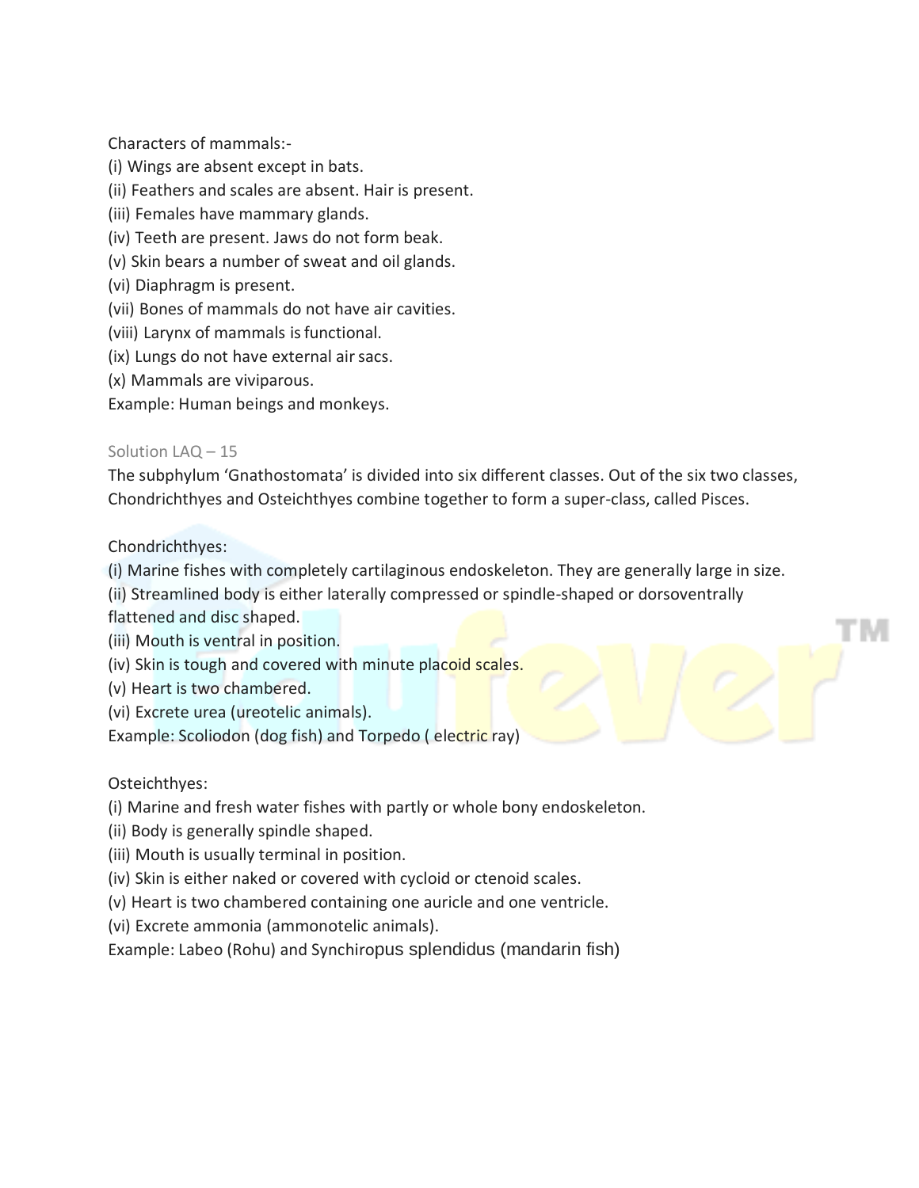Characters of mammals:-

(i) Wings are absent except in bats.
(ii) Feathers and scales are absent. Hair is present.
(iii) Females have mammary glands.
(iv) Teeth are present. Jaws do not form beak.
(v) Skin bears a number of sweat and oil glands.
(vi) Diaphragm is present.
(vii) Bones of mammals do not have air cavities.
(viii) Larynx of mammals is functional.
(ix) Lungs do not have external air sacs.
(x) Mammals are viviparous.

Example: Human beings and monkeys.

Solution LAQ – 15

The subphylum 'Gnathostomata' is divided into six different classes. Out of the six two classes, Chondrichthyes and Osteichthyes combine together to form a super-class, called Pisces.

Chondrichthyes:

(i) Marine fishes with completely cartilaginous endoskeleton. They are generally large in size.
(ii) Streamlined body is either laterally compressed or spindle-shaped or dorsoventrally flattened and disc shaped.
(iii) Mouth is ventral in position.
(iv) Skin is tough and covered with minute placoid scales.
(v) Heart is two chambered.
(vi) Excrete urea (ureotelic animals).

Example: Scoliodon (dog fish) and Torpedo ( electric ray)

Osteichthyes:

(i) Marine and fresh water fishes with partly or whole bony endoskeleton.
(ii) Body is generally spindle shaped.
(iii) Mouth is usually terminal in position.
(iv) Skin is either naked or covered with cycloid or ctenoid scales.
(v) Heart is two chambered containing one auricle and one ventricle.
(vi) Excrete ammonia (ammonotelic animals).

Example: Labeo (Rohu) and Synchiropus splendidus (mandarin fish)